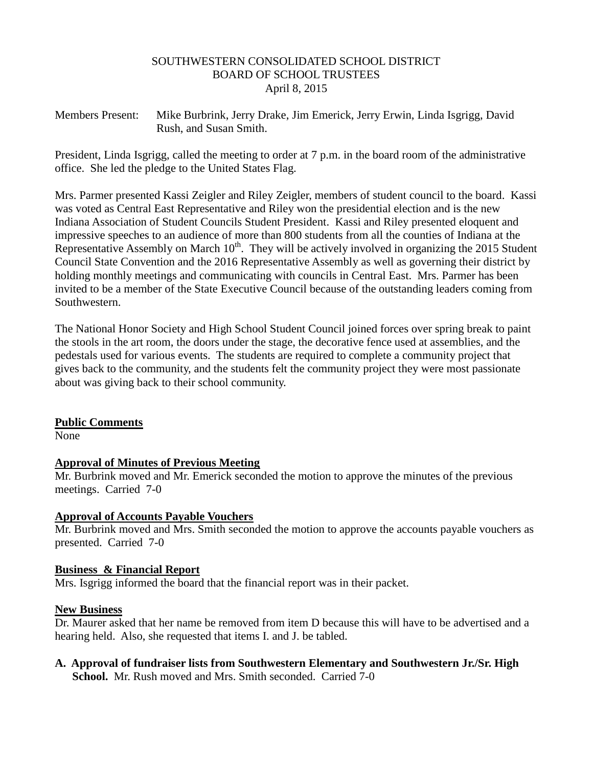SOUTHWESTERN CONSOLIDATED SCHOOL DISTRICT
BOARD OF SCHOOL TRUSTEES
April 8, 2015

Members Present: Mike Burbrink, Jerry Drake, Jim Emerick, Jerry Erwin, Linda Isgrigg, David Rush, and Susan Smith.

President, Linda Isgrigg, called the meeting to order at 7 p.m. in the board room of the administrative office. She led the pledge to the United States Flag.

Mrs. Parmer presented Kassi Zeigler and Riley Zeigler, members of student council to the board. Kassi was voted as Central East Representative and Riley won the presidential election and is the new Indiana Association of Student Councils Student President. Kassi and Riley presented eloquent and impressive speeches to an audience of more than 800 students from all the counties of Indiana at the Representative Assembly on March 10th. They will be actively involved in organizing the 2015 Student Council State Convention and the 2016 Representative Assembly as well as governing their district by holding monthly meetings and communicating with councils in Central East. Mrs. Parmer has been invited to be a member of the State Executive Council because of the outstanding leaders coming from Southwestern.

The National Honor Society and High School Student Council joined forces over spring break to paint the stools in the art room, the doors under the stage, the decorative fence used at assemblies, and the pedestals used for various events. The students are required to complete a community project that gives back to the community, and the students felt the community project they were most passionate about was giving back to their school community.

**Public Comments**

None

**Approval of Minutes of Previous Meeting**

Mr. Burbrink moved and Mr. Emerick seconded the motion to approve the minutes of the previous meetings. Carried 7-0

**Approval of Accounts Payable Vouchers**

Mr. Burbrink moved and Mrs. Smith seconded the motion to approve the accounts payable vouchers as presented. Carried 7-0

**Business & Financial Report**

Mrs. Isgrigg informed the board that the financial report was in their packet.

**New Business**

Dr. Maurer asked that her name be removed from item D because this will have to be advertised and a hearing held. Also, she requested that items I. and J. be tabled.

**A. Approval of fundraiser lists from Southwestern Elementary and Southwestern Jr./Sr. High School.** Mr. Rush moved and Mrs. Smith seconded. Carried 7-0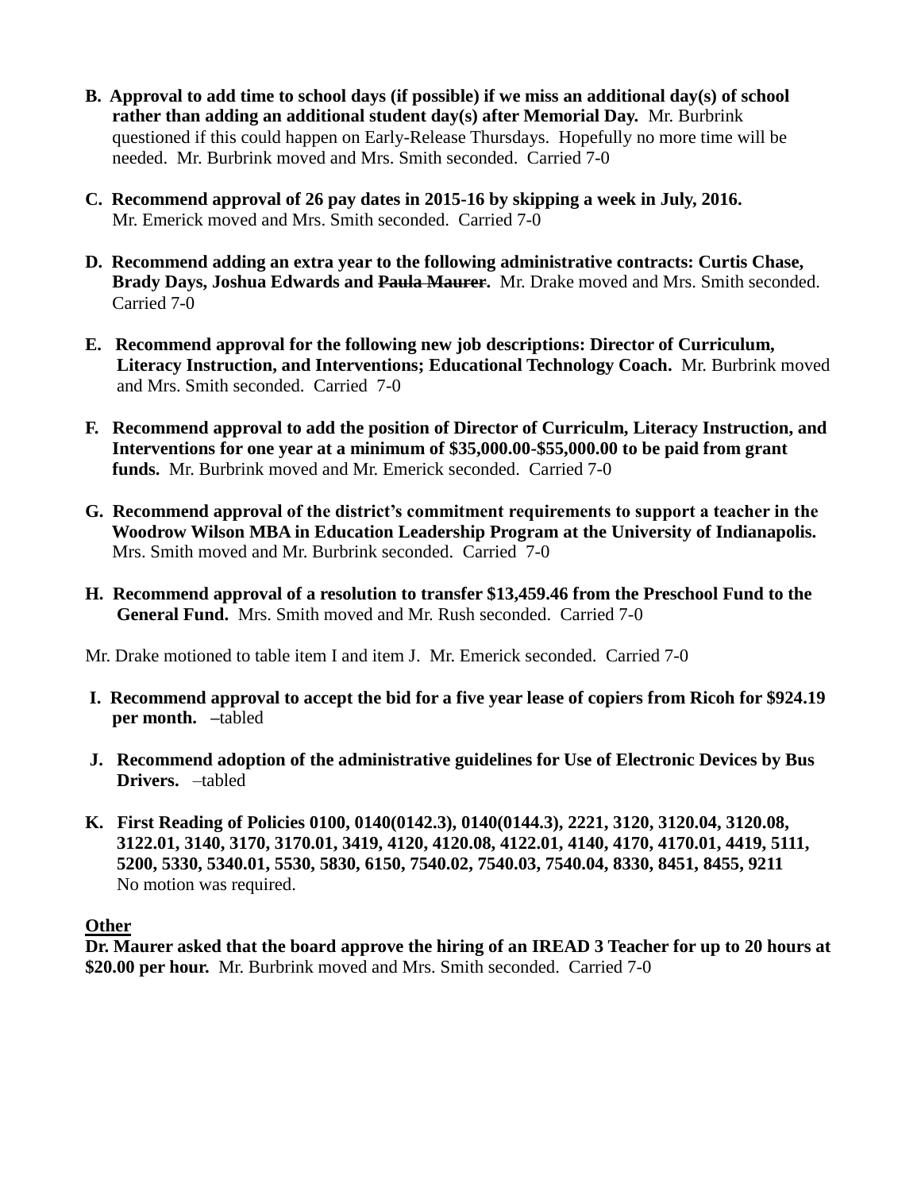**B. Approval to add time to school days (if possible) if we miss an additional day(s) of school rather than adding an additional student day(s) after Memorial Day.** Mr. Burbrink questioned if this could happen on Early-Release Thursdays. Hopefully no more time will be needed. Mr. Burbrink moved and Mrs. Smith seconded. Carried 7-0

**C. Recommend approval of 26 pay dates in 2015-16 by skipping a week in July, 2016.** Mr. Emerick moved and Mrs. Smith seconded. Carried 7-0

**D. Recommend adding an extra year to the following administrative contracts: Curtis Chase, Brady Days, Joshua Edwards and ~~Paula Maurer~~.** Mr. Drake moved and Mrs. Smith seconded. Carried 7-0

**E. Recommend approval for the following new job descriptions: Director of Curriculum, Literacy Instruction, and Interventions; Educational Technology Coach.** Mr. Burbrink moved and Mrs. Smith seconded. Carried 7-0

**F. Recommend approval to add the position of Director of Curriculm, Literacy Instruction, and Interventions for one year at a minimum of $35,000.00-$55,000.00 to be paid from grant funds.** Mr. Burbrink moved and Mr. Emerick seconded. Carried 7-0

**G. Recommend approval of the district's commitment requirements to support a teacher in the Woodrow Wilson MBA in Education Leadership Program at the University of Indianapolis.** Mrs. Smith moved and Mr. Burbrink seconded. Carried 7-0

**H. Recommend approval of a resolution to transfer $13,459.46 from the Preschool Fund to the General Fund.** Mrs. Smith moved and Mr. Rush seconded. Carried 7-0

Mr. Drake motioned to table item I and item J. Mr. Emerick seconded. Carried 7-0

**I. Recommend approval to accept the bid for a five year lease of copiers from Ricoh for $924.19 per month. –**tabled

**J. Recommend adoption of the administrative guidelines for Use of Electronic Devices by Bus Drivers.** –tabled

**K. First Reading of Policies 0100, 0140(0142.3), 0140(0144.3), 2221, 3120, 3120.04, 3120.08, 3122.01, 3140, 3170, 3170.01, 3419, 4120, 4120.08, 4122.01, 4140, 4170, 4170.01, 4419, 5111, 5200, 5330, 5340.01, 5530, 5830, 6150, 7540.02, 7540.03, 7540.04, 8330, 8451, 8455, 9211**
No motion was required.

**Other**

**Dr. Maurer asked that the board approve the hiring of an IREAD 3 Teacher for up to 20 hours at $20.00 per hour.** Mr. Burbrink moved and Mrs. Smith seconded. Carried 7-0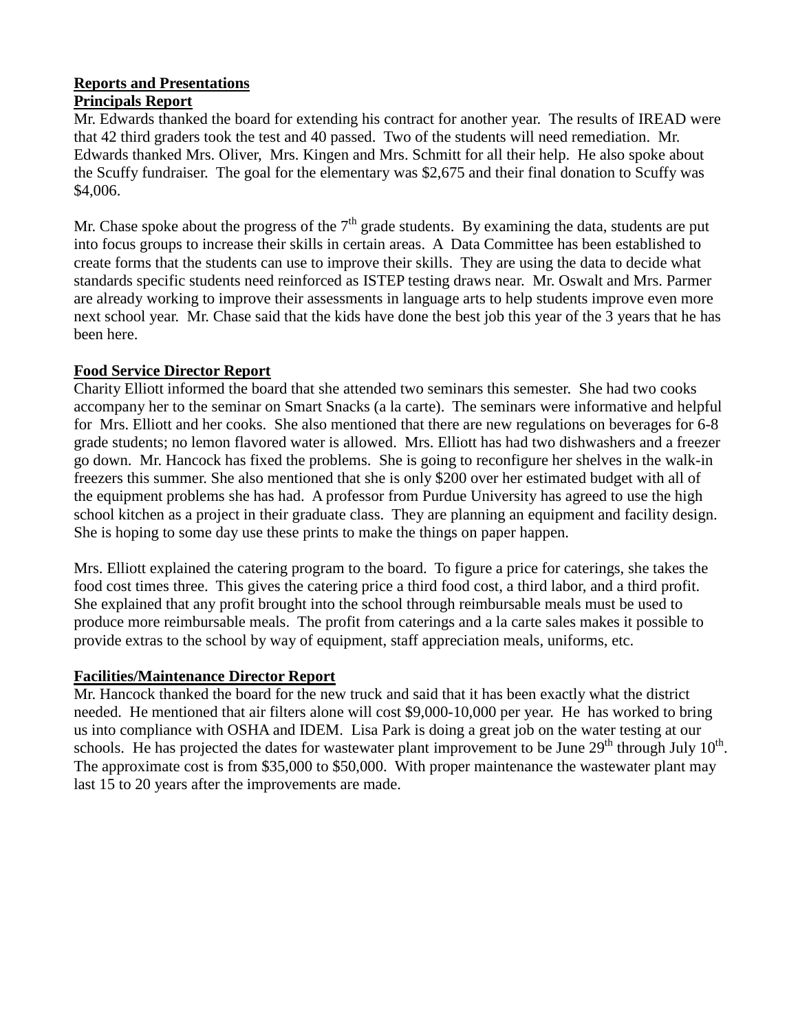**Reports and Presentations**

**Principals Report**

Mr. Edwards thanked the board for extending his contract for another year. The results of IREAD were that 42 third graders took the test and 40 passed. Two of the students will need remediation. Mr. Edwards thanked Mrs. Oliver, Mrs. Kingen and Mrs. Schmitt for all their help. He also spoke about the Scuffy fundraiser. The goal for the elementary was $2,675 and their final donation to Scuffy was $4,006.

Mr. Chase spoke about the progress of the 7th grade students. By examining the data, students are put into focus groups to increase their skills in certain areas. A Data Committee has been established to create forms that the students can use to improve their skills. They are using the data to decide what standards specific students need reinforced as ISTEP testing draws near. Mr. Oswalt and Mrs. Parmer are already working to improve their assessments in language arts to help students improve even more next school year. Mr. Chase said that the kids have done the best job this year of the 3 years that he has been here.

**Food Service Director Report**

Charity Elliott informed the board that she attended two seminars this semester. She had two cooks accompany her to the seminar on Smart Snacks (a la carte). The seminars were informative and helpful for Mrs. Elliott and her cooks. She also mentioned that there are new regulations on beverages for 6-8 grade students; no lemon flavored water is allowed. Mrs. Elliott has had two dishwashers and a freezer go down. Mr. Hancock has fixed the problems. She is going to reconfigure her shelves in the walk-in freezers this summer. She also mentioned that she is only $200 over her estimated budget with all of the equipment problems she has had. A professor from Purdue University has agreed to use the high school kitchen as a project in their graduate class. They are planning an equipment and facility design. She is hoping to some day use these prints to make the things on paper happen.

Mrs. Elliott explained the catering program to the board. To figure a price for caterings, she takes the food cost times three. This gives the catering price a third food cost, a third labor, and a third profit. She explained that any profit brought into the school through reimbursable meals must be used to produce more reimbursable meals. The profit from caterings and a la carte sales makes it possible to provide extras to the school by way of equipment, staff appreciation meals, uniforms, etc.

**Facilities/Maintenance Director Report**

Mr. Hancock thanked the board for the new truck and said that it has been exactly what the district needed. He mentioned that air filters alone will cost $9,000-10,000 per year. He has worked to bring us into compliance with OSHA and IDEM. Lisa Park is doing a great job on the water testing at our schools. He has projected the dates for wastewater plant improvement to be June 29th through July 10th. The approximate cost is from $35,000 to $50,000. With proper maintenance the wastewater plant may last 15 to 20 years after the improvements are made.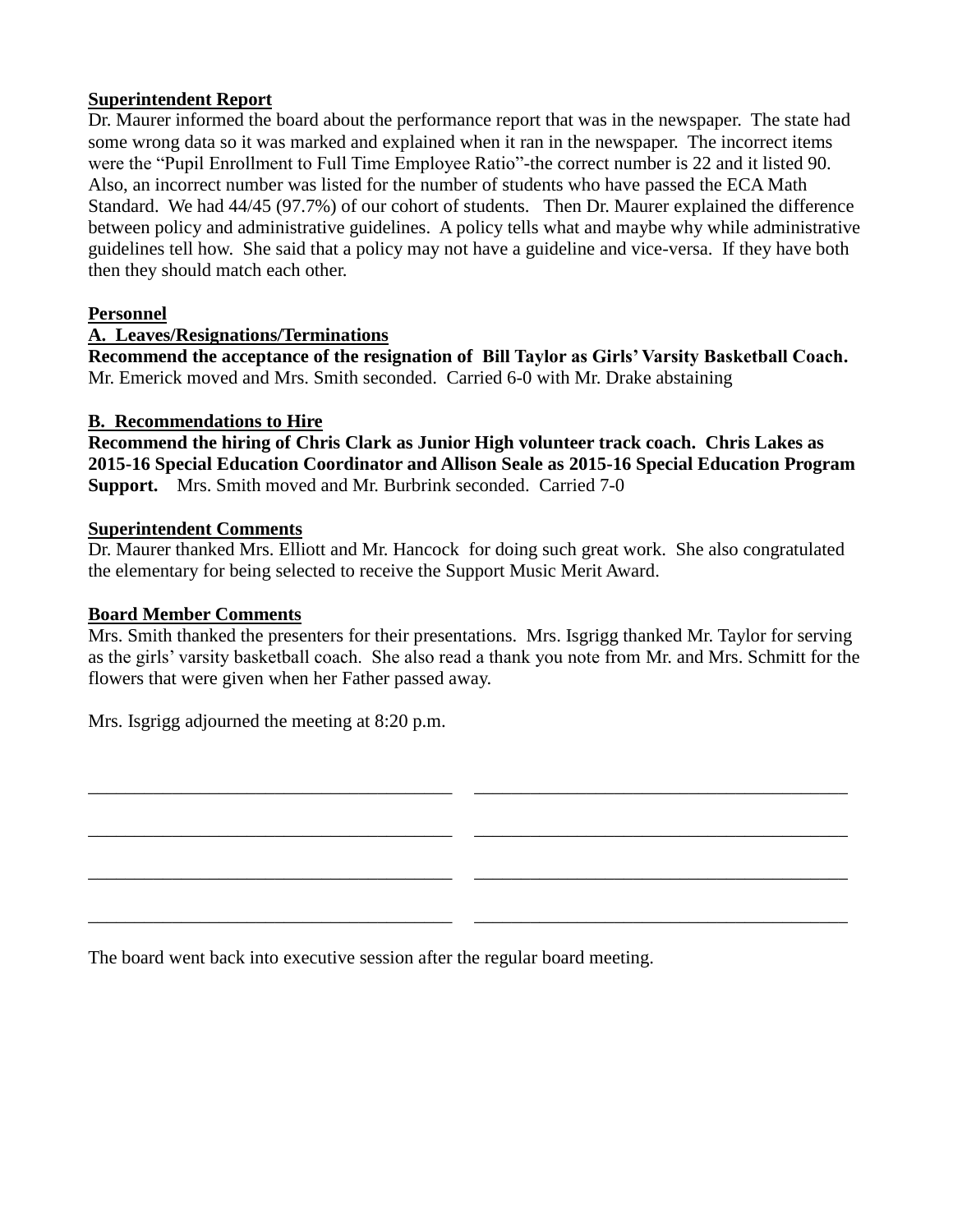**Superintendent Report**

Dr. Maurer informed the board about the performance report that was in the newspaper. The state had some wrong data so it was marked and explained when it ran in the newspaper. The incorrect items were the "Pupil Enrollment to Full Time Employee Ratio"-the correct number is 22 and it listed 90. Also, an incorrect number was listed for the number of students who have passed the ECA Math Standard. We had 44/45 (97.7%) of our cohort of students. Then Dr. Maurer explained the difference between policy and administrative guidelines. A policy tells what and maybe why while administrative guidelines tell how. She said that a policy may not have a guideline and vice-versa. If they have both then they should match each other.

**Personnel**

**A. Leaves/Resignations/Terminations**

**Recommend the acceptance of the resignation of Bill Taylor as Girls' Varsity Basketball Coach.** Mr. Emerick moved and Mrs. Smith seconded. Carried 6-0 with Mr. Drake abstaining

**B. Recommendations to Hire**

**Recommend the hiring of Chris Clark as Junior High volunteer track coach. Chris Lakes as 2015-16 Special Education Coordinator and Allison Seale as 2015-16 Special Education Program Support.** Mrs. Smith moved and Mr. Burbrink seconded. Carried 7-0

**Superintendent Comments**

Dr. Maurer thanked Mrs. Elliott and Mr. Hancock for doing such great work. She also congratulated the elementary for being selected to receive the Support Music Merit Award.

**Board Member Comments**

Mrs. Smith thanked the presenters for their presentations. Mrs. Isgrigg thanked Mr. Taylor for serving as the girls' varsity basketball coach. She also read a thank you note from Mr. and Mrs. Schmitt for the flowers that were given when her Father passed away.

Mrs. Isgrigg adjourned the meeting at 8:20 p.m.

_______________________________________ _______________________________________

_______________________________________ _______________________________________

_______________________________________ _______________________________________

_______________________________________ _______________________________________

The board went back into executive session after the regular board meeting.